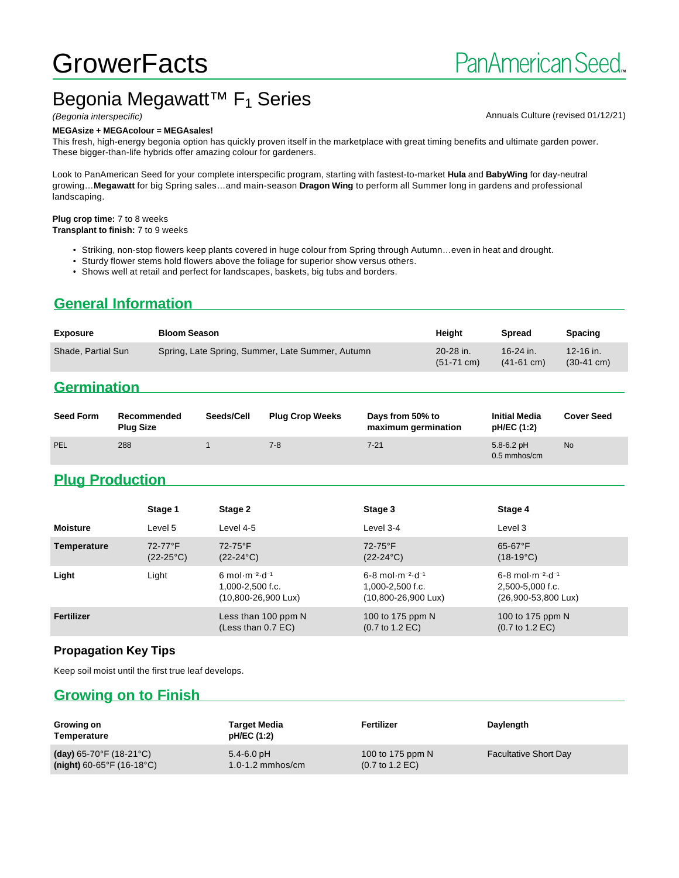# GrowerFacts

PanAmerican Seed

## Begonia Megawatt™ $F_1$ Series

*(Begonia interspecific)*

Annuals Culture (revised 01/12/21)

**MEGAsize + MEGAcolour = MEGAsales!**

This fresh, high-energy begonia option has quickly proven itself in the marketplace with great timing benefits and ultimate garden power. These bigger-than-life hybrids offer amazing colour for gardeners.

Look to PanAmerican Seed for your complete interspecific program, starting with fastest-to-market **Hula** and **BabyWing** for day-neutral growing…**Megawatt** for big Spring sales…and main-season **Dragon Wing** to perform all Summer long in gardens and professional landscaping.

**Plug crop time:** 7 to 8 weeks
**Transplant to finish:** 7 to 9 weeks

- Striking, non-stop flowers keep plants covered in huge colour from Spring through Autumn…even in heat and drought.
- Sturdy flower stems hold flowers above the foliage for superior show versus others.
- Shows well at retail and perfect for landscapes, baskets, big tubs and borders.

## General Information

| Exposure | Bloom Season | Height | Spread | Spacing |
|---|---|---|---|---|
| Shade, Partial Sun | Spring, Late Spring, Summer, Late Summer, Autumn | 20-28 in. (51-71 cm) | 16-24 in. (41-61 cm) | 12-16 in. (30-41 cm) |

## Germination

| Seed Form | Recommended Plug Size | Seeds/Cell | Plug Crop Weeks | Days from 50% to maximum germination | Initial Media pH/EC (1:2) | Cover Seed |
|---|---|---|---|---|---|---|
| PEL | 288 | 1 | 7-8 | 7-21 | 5.8-6.2 pH 0.5 mmhos/cm | No |

## Plug Production

| | Stage 1 | Stage 2 | Stage 3 | Stage 4 |
|---|---|---|---|---|
| **Moisture** | Level 5 | Level 4-5 | Level 3-4 | Level 3 |
| **Temperature** | 72-77°F (22-25°C) | 72-75°F (22-24°C) | 72-75°F (22-24°C) | 65-67°F (18-19°C) |
| **Light** | Light | 6 $mol \cdot m^{-2} \cdot d^{-1}$ 1,000-2,500 f.c. (10,800-26,900 Lux) | 6-8 $mol \cdot m^{-2} \cdot d^{-1}$ 1,000-2,500 f.c. (10,800-26,900 Lux) | 6-8 $mol \cdot m^{-2} \cdot d^{-1}$ 2,500-5,000 f.c. (26,900-53,800 Lux) |
| **Fertilizer** | | Less than 100 ppm N (Less than 0.7 EC) | 100 to 175 ppm N (0.7 to 1.2 EC) | 100 to 175 ppm N (0.7 to 1.2 EC) |

### Propagation Key Tips

Keep soil moist until the first true leaf develops.

## Growing on to Finish

| Growing on Temperature | Target Media pH/EC (1:2) | Fertilizer | Daylength |
|---|---|---|---|
| **(day)** 65-70°F (18-21°C) **(night)** 60-65°F (16-18°C) | 5.4-6.0 pH 1.0-1.2 mmhos/cm | 100 to 175 ppm N (0.7 to 1.2 EC) | Facultative Short Day |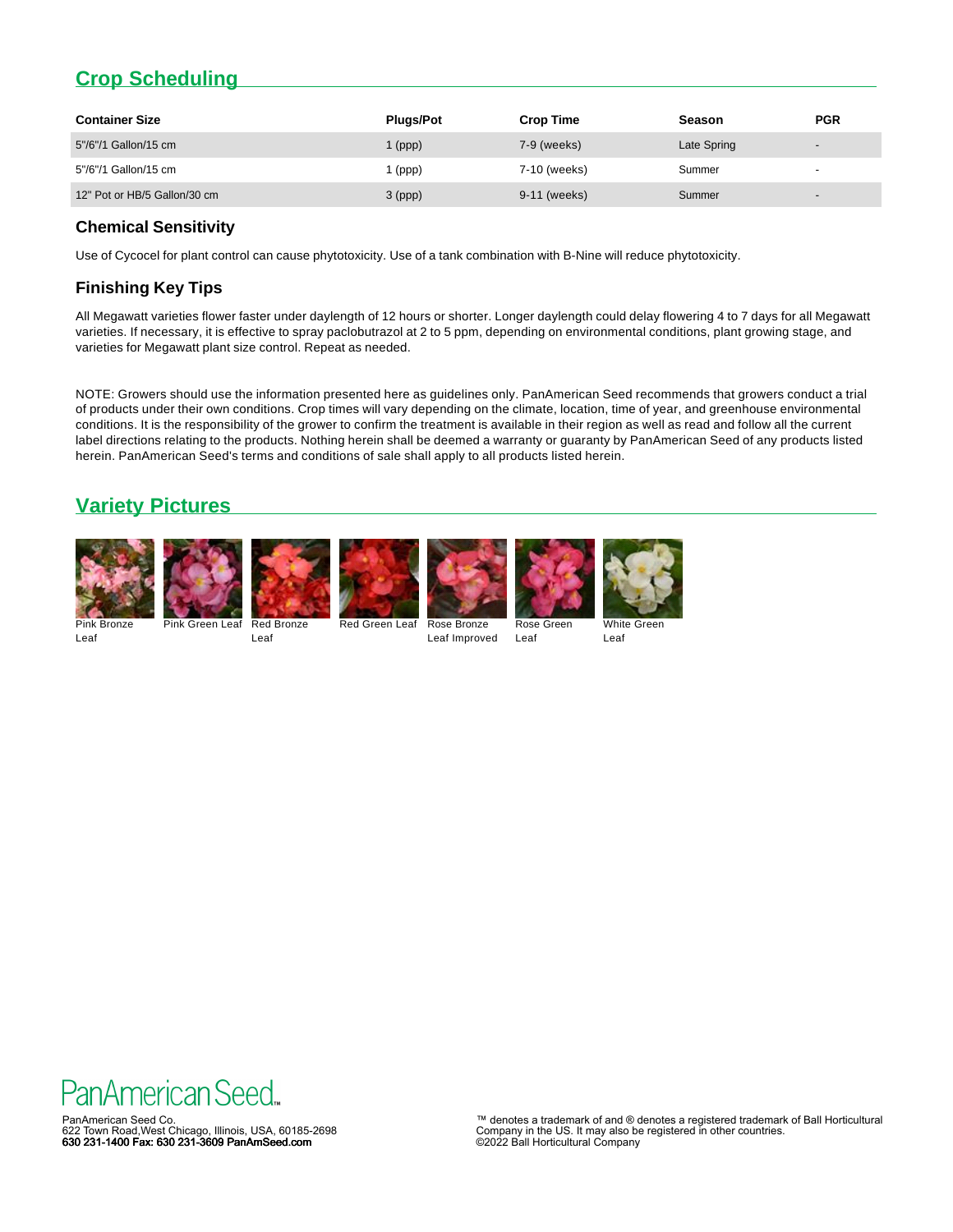## Crop Scheduling

| Container Size | Plugs/Pot | Crop Time | Season | PGR |
| --- | --- | --- | --- | --- |
| 5"/6"/1 Gallon/15 cm | 1 (ppp) | 7-9 (weeks) | Late Spring | - |
| 5"/6"/1 Gallon/15 cm | 1 (ppp) | 7-10 (weeks) | Summer | - |
| 12" Pot or HB/5 Gallon/30 cm | 3 (ppp) | 9-11 (weeks) | Summer | - |

### Chemical Sensitivity

Use of Cycocel for plant control can cause phytotoxicity. Use of a tank combination with B-Nine will reduce phytotoxicity.

### Finishing Key Tips

All Megawatt varieties flower faster under daylength of 12 hours or shorter. Longer daylength could delay flowering 4 to 7 days for all Megawatt varieties. If necessary, it is effective to spray paclobutrazol at 2 to 5 ppm, depending on environmental conditions, plant growing stage, and varieties for Megawatt plant size control. Repeat as needed.

NOTE: Growers should use the information presented here as guidelines only. PanAmerican Seed recommends that growers conduct a trial of products under their own conditions. Crop times will vary depending on the climate, location, time of year, and greenhouse environmental conditions. It is the responsibility of the grower to confirm the treatment is available in their region as well as read and follow all the current label directions relating to the products. Nothing herein shall be deemed a warranty or guaranty by PanAmerican Seed of any products listed herein. PanAmerican Seed's terms and conditions of sale shall apply to all products listed herein.

## Variety Pictures

Pink Bronze Leaf

Pink Green Leaf

Red Bronze Leaf

Red Green Leaf

Rose Bronze Leaf Improved

Rose Green Leaf

White Green Leaf

PanAmerican Seed™

PanAmerican Seed Co.
622 Town Road,West Chicago, Illinois, USA, 60185-2698
**630 231-1400 Fax: 630 231-3609 PanAmSeed.com**

™ denotes a trademark of and ® denotes a registered trademark of Ball Horticultural Company in the US. It may also be registered in other countries.
©2022 Ball Horticultural Company